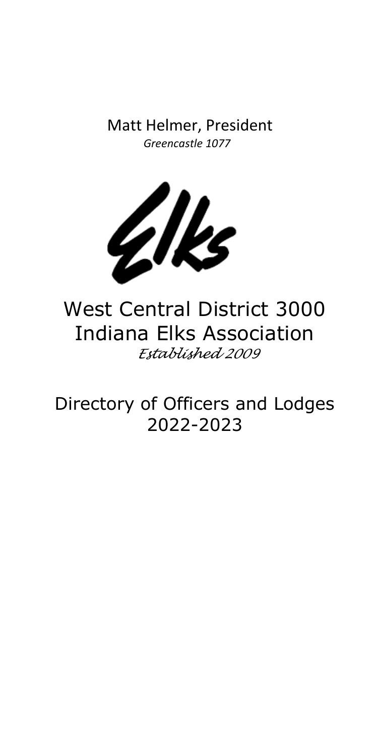Matt Helmer, President
*Greencastle 1077*

# West Central District 3000
# Indiana Elks Association
*Established 2009*

## Directory of Officers and Lodges
## 2022-2023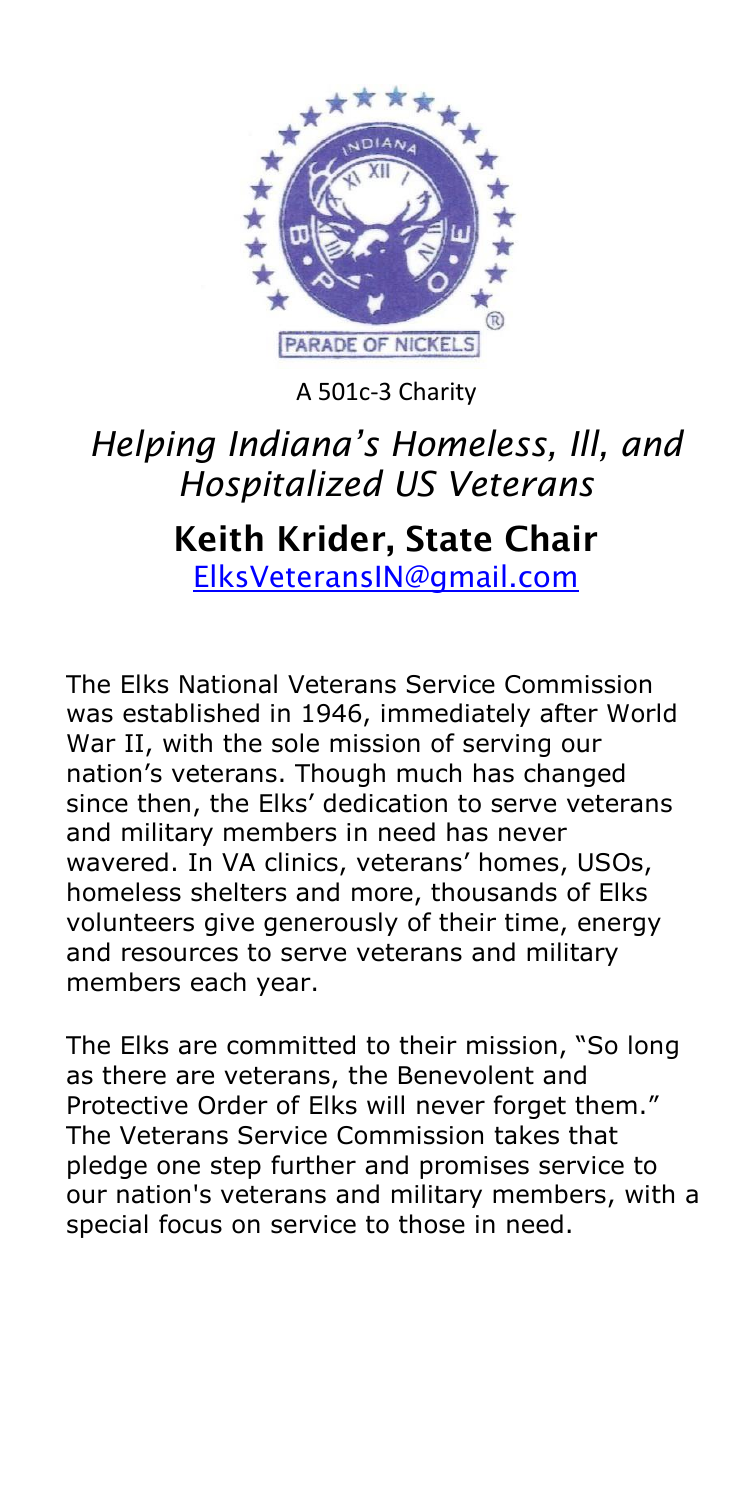PARADE OF NICKELS

A 501c-3 Charity

## *Helping Indiana's Homeless, Ill, and Hospitalized US Veterans*

### Keith Krider, State Chair

ElksVeteransIN@gmail.com

The Elks National Veterans Service Commission was established in 1946, immediately after World War II, with the sole mission of serving our nation's veterans. Though much has changed since then, the Elks' dedication to serve veterans and military members in need has never wavered. In VA clinics, veterans' homes, USOs, homeless shelters and more, thousands of Elks volunteers give generously of their time, energy and resources to serve veterans and military members each year.

The Elks are committed to their mission, "So long as there are veterans, the Benevolent and Protective Order of Elks will never forget them." The Veterans Service Commission takes that pledge one step further and promises service to our nation's veterans and military members, with a special focus on service to those in need.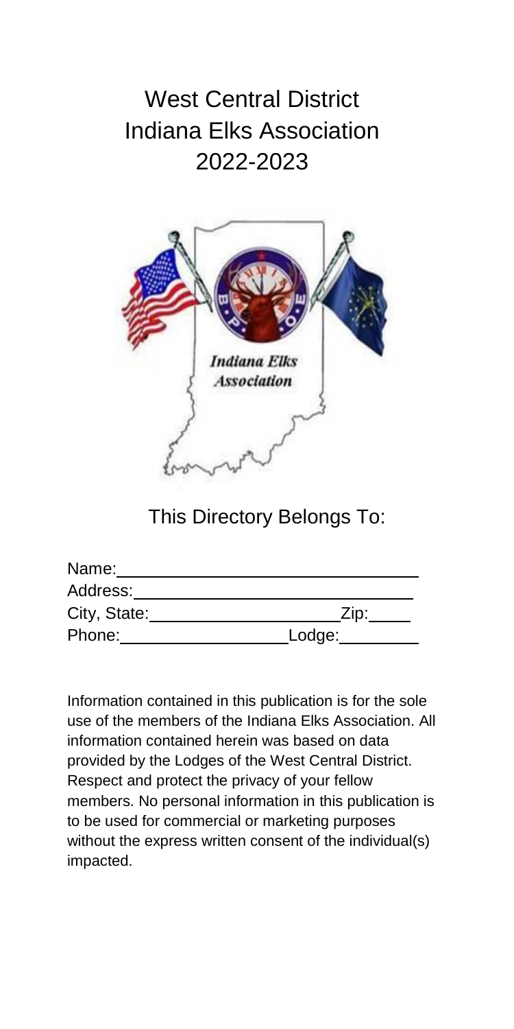# West Central District
# Indiana Elks Association
# 2022-2023

## This Directory Belongs To:

Name: ____________________________________

Address: __________________________________

City, State: ______________________ Zip: _____

Phone: ___________________ Lodge: _________

Information contained in this publication is for the sole use of the members of the Indiana Elks Association. All information contained herein was based on data provided by the Lodges of the West Central District. Respect and protect the privacy of your fellow members. No personal information in this publication is to be used for commercial or marketing purposes without the express written consent of the individual(s) impacted.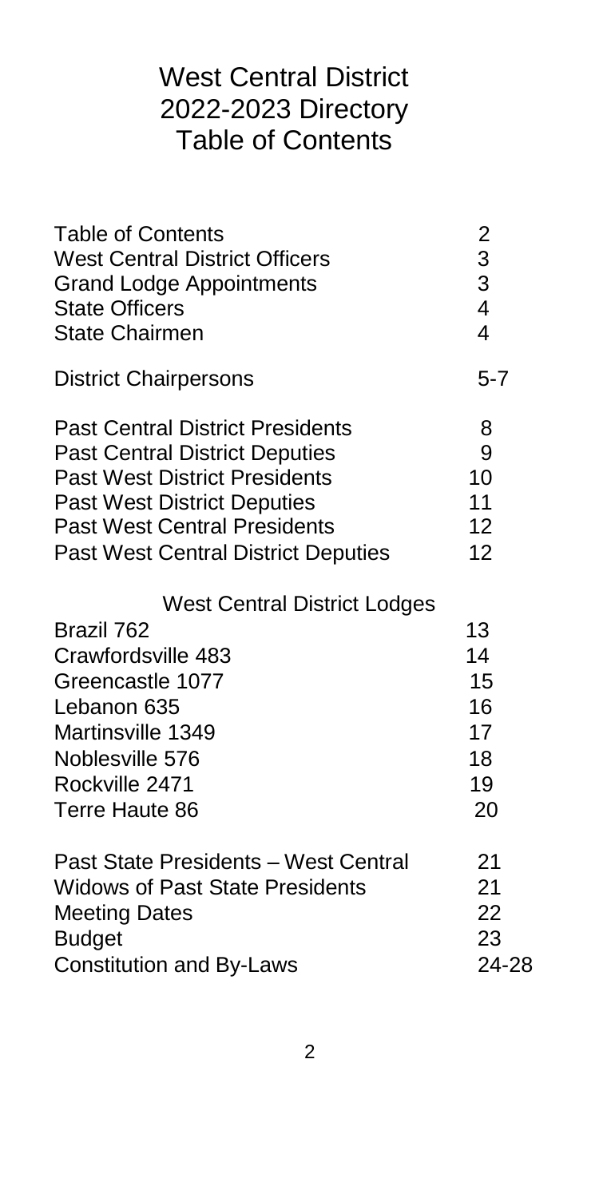# West Central District 2022-2023 Directory Table of Contents

| | |
|---|---|
| Table of Contents | 2 |
| West Central District Officers | 3 |
| Grand Lodge Appointments | 3 |
| State Officers | 4 |
| State Chairmen | 4 |
| District Chairpersons | 5-7 |
| Past Central District Presidents | 8 |
| Past Central District Deputies | 9 |
| Past West District Presidents | 10 |
| Past West District Deputies | 11 |
| Past West Central Presidents | 12 |
| Past West Central District Deputies | 12 |
| **West Central District Lodges** | |
| Brazil 762 | 13 |
| Crawfordsville 483 | 14 |
| Greencastle 1077 | 15 |
| Lebanon 635 | 16 |
| Martinsville 1349 | 17 |
| Noblesville 576 | 18 |
| Rockville 2471 | 19 |
| Terre Haute 86 | 20 |
| Past State Presidents – West Central | 21 |
| Widows of Past State Presidents | 21 |
| Meeting Dates | 22 |
| Budget | 23 |
| Constitution and By-Laws | 24-28 |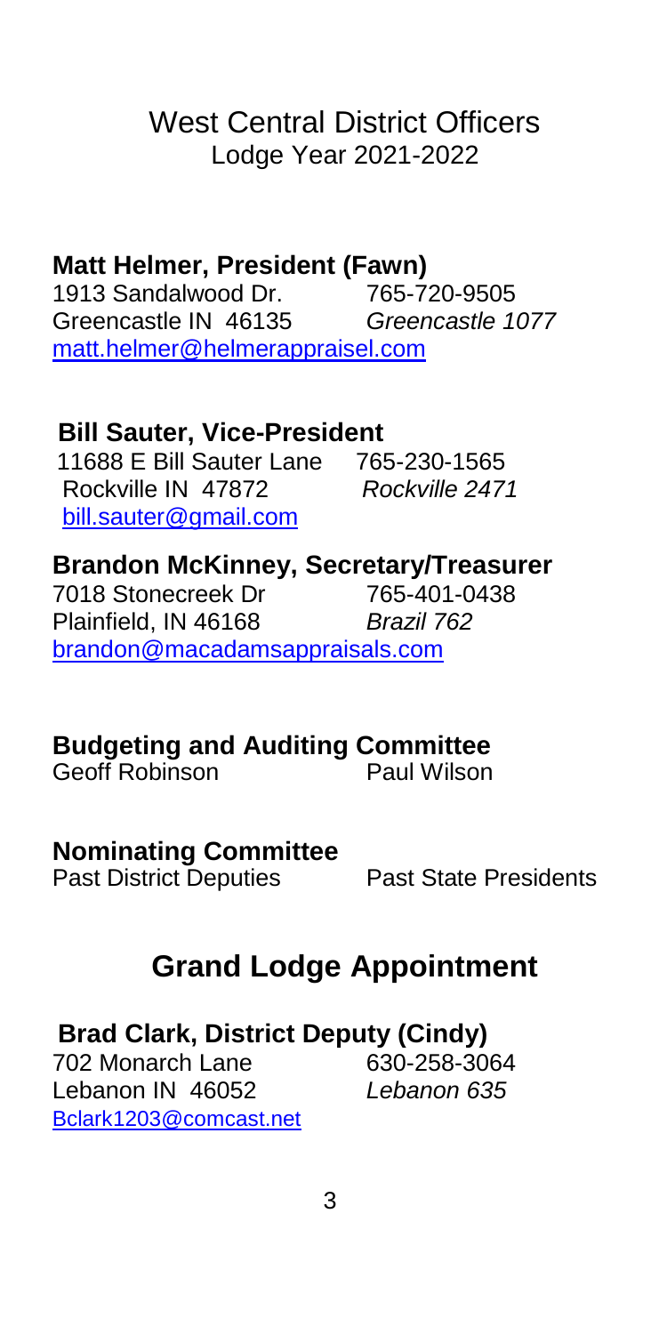# West Central District Officers

## Lodge Year 2021-2022

**Matt Helmer, President (Fawn)**
1913 Sandalwood Dr. 765-720-9505
Greencastle IN 46135 *Greencastle 1077*
matt.helmer@helmerappraisel.com

**Bill Sauter, Vice-President**
11688 E Bill Sauter Lane 765-230-1565
Rockville IN 47872 *Rockville 2471*
bill.sauter@gmail.com

**Brandon McKinney, Secretary/Treasurer**
7018 Stonecreek Dr 765-401-0438
Plainfield, IN 46168 *Brazil 762*
brandon@macadamsappraisals.com

**Budgeting and Auditing Committee**
Geoff Robinson Paul Wilson

**Nominating Committee**
Past District Deputies Past State Presidents

## Grand Lodge Appointment

**Brad Clark, District Deputy (Cindy)**
702 Monarch Lane 630-258-3064
Lebanon IN 46052 *Lebanon 635*
Bclark1203@comcast.net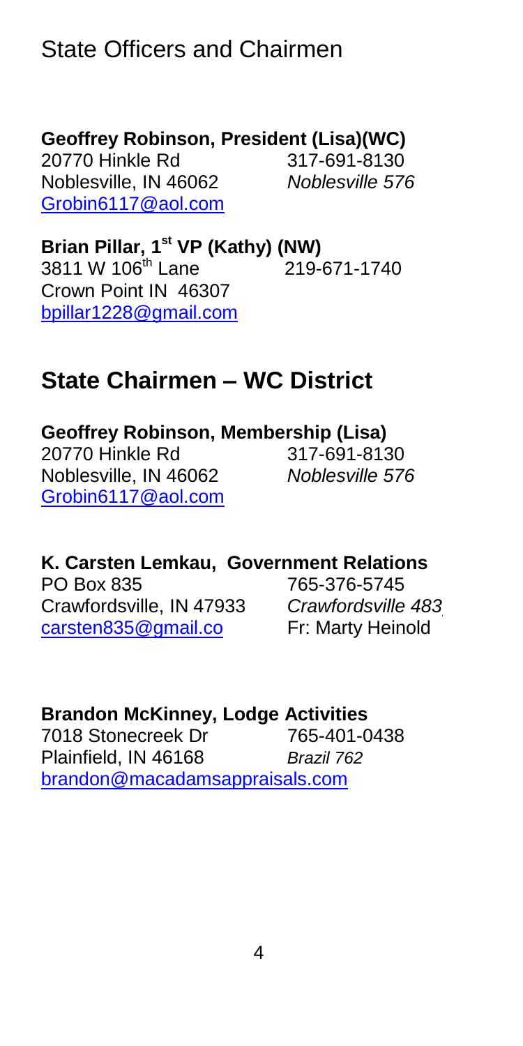## State Officers and Chairmen

**Geoffrey Robinson, President (Lisa)(WC)**
20770 Hinkle Rd 317-691-8130
Noblesville, IN 46062 *Noblesville 576*
Grobin6117@aol.com

**Brian Pillar, 1st VP (Kathy) (NW)**
3811 W 106th Lane 219-671-1740
Crown Point IN 46307
bpillar1228@gmail.com

## State Chairmen – WC District

**Geoffrey Robinson, Membership (Lisa)**
20770 Hinkle Rd 317-691-8130
Noblesville, IN 46062 *Noblesville 576*
Grobin6117@aol.com

**K. Carsten Lemkau, Government Relations**
PO Box 835 765-376-5745
Crawfordsville, IN 47933 *Crawfordsville 483*
carsten835@gmail.co Fr: Marty Heinold

**Brandon McKinney, Lodge Activities**
7018 Stonecreek Dr 765-401-0438
Plainfield, IN 46168 *Brazil 762*
brandon@macadamsappraisals.com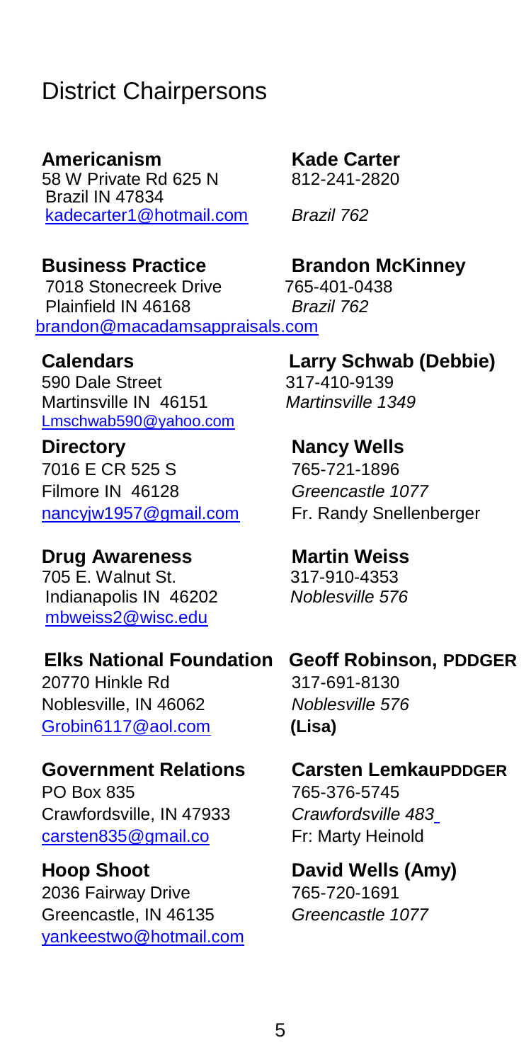# District Chairpersons

**Americanism** — **Kade Carter**
58 W Private Rd 625 N
Brazil IN 47834
kadecarter1@hotmail.com
812-241-2820
*Brazil 762*

**Business Practice** — **Brandon McKinney**
7018 Stonecreek Drive
Plainfield IN 46168
brandon@macadamsappraisals.com
765-401-0438
*Brazil 762*

**Calendars** — **Larry Schwab (Debbie)**
590 Dale Street
Martinsville IN 46151
Lmschwab590@yahoo.com
317-410-9139
*Martinsville 1349*

**Directory** — **Nancy Wells**
7016 E CR 525 S
Filmore IN 46128
nancyjw1957@gmail.com
765-721-1896
*Greencastle 1077*
Fr. Randy Snellenberger

**Drug Awareness** — **Martin Weiss**
705 E. Walnut St.
Indianapolis IN 46202
mbweiss2@wisc.edu
317-910-4353
*Noblesville 576*

**Elks National Foundation** — **Geoff Robinson, PDDGER**
20770 Hinkle Rd
Noblesville, IN 46062
Grobin6117@aol.com
317-691-8130
*Noblesville 576*
**(Lisa)**

**Government Relations** — **Carsten LemkauPDDGER**
PO Box 835
Crawfordsville, IN 47933
carsten835@gmail.co
765-376-5745
*Crawfordsville 483*
Fr: Marty Heinold

**Hoop Shoot** — **David Wells (Amy)**
2036 Fairway Drive
Greencastle, IN 46135
yankeestwo@hotmail.com
765-720-1691
*Greencastle 1077*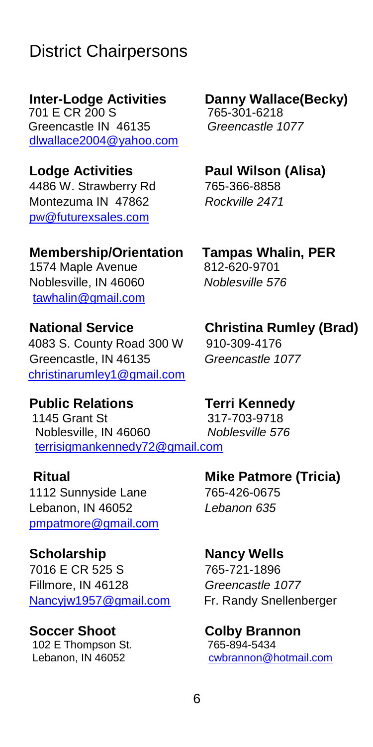# District Chairpersons

**Inter-Lodge Activities** — **Danny Wallace(Becky)**
701 E CR 200 S
Greencastle IN 46135
[dlwallace2004@yahoo.com](mailto:dlwallace2004@yahoo.com)
765-301-6218
*Greencastle 1077*

**Lodge Activities** — **Paul Wilson (Alisa)**
4486 W. Strawberry Rd
Montezuma IN 47862
[pw@futurexsales.com](mailto:pw@futurexsales.com)
765-366-8858
*Rockville 2471*

**Membership/Orientation** — **Tampas Whalin, PER**
1574 Maple Avenue
Noblesville, IN 46060
[tawhalin@gmail.com](mailto:tawhalin@gmail.com)
812-620-9701
*Noblesville 576*

**National Service** — **Christina Rumley (Brad)**
4083 S. County Road 300 W
Greencastle, IN 46135
[christinarumley1@gmail.com](mailto:christinarumley1@gmail.com)
910-309-4176
*Greencastle 1077*

**Public Relations** — **Terri Kennedy**
1145 Grant St
Noblesville, IN 46060
[terrisigmankennedy72@gmail.com](mailto:terrisigmankennedy72@gmail.com)
317-703-9718
*Noblesville 576*

**Ritual** — **Mike Patmore (Tricia)**
1112 Sunnyside Lane
Lebanon, IN 46052
[pmpatmore@gmail.com](mailto:pmpatmore@gmail.com)
765-426-0675
*Lebanon 635*

**Scholarship** — **Nancy Wells**
7016 E CR 525 S
Fillmore, IN 46128
[Nancyjw1957@gmail.com](mailto:Nancyjw1957@gmail.com)
765-721-1896
*Greencastle 1077*
Fr. Randy Snellenberger

**Soccer Shoot** — **Colby Brannon**
102 E Thompson St.
Lebanon, IN 46052
765-894-5434
[cwbrannon@hotmail.com](mailto:cwbrannon@hotmail.com)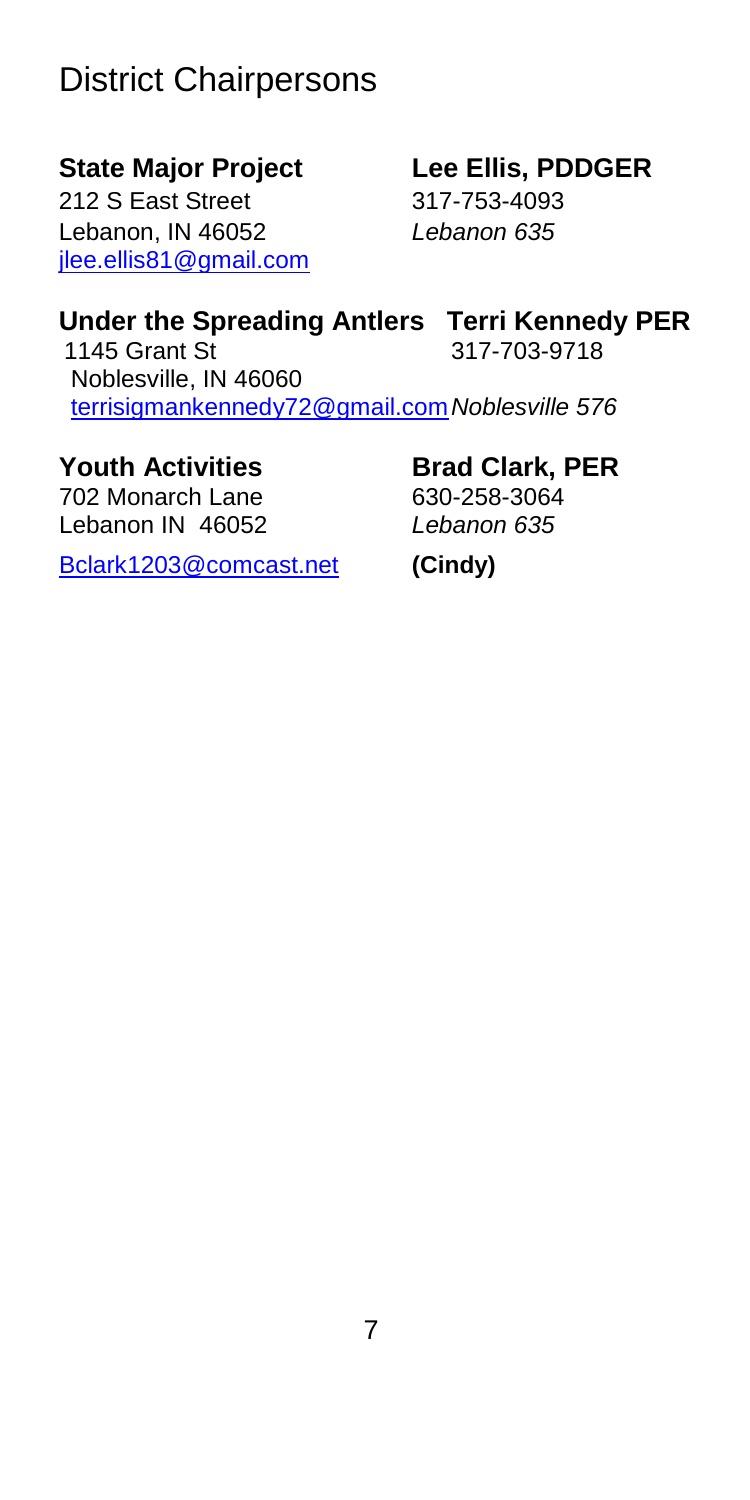# District Chairpersons

**State Major Project** **Lee Ellis, PDDGER**
212 S East Street
Lebanon, IN 46052
jlee.ellis81@gmail.com
317-753-4093
*Lebanon 635*

**Under the Spreading Antlers** **Terri Kennedy PER**
1145 Grant St
Noblesville, IN 46060
terrisigmankennedy72@gmail.com
317-703-9718
*Noblesville 576*

**Youth Activities** **Brad Clark, PER**
702 Monarch Lane
Lebanon IN 46052
Bclark1203@comcast.net
630-258-3064
*Lebanon 635*
**(Cindy)**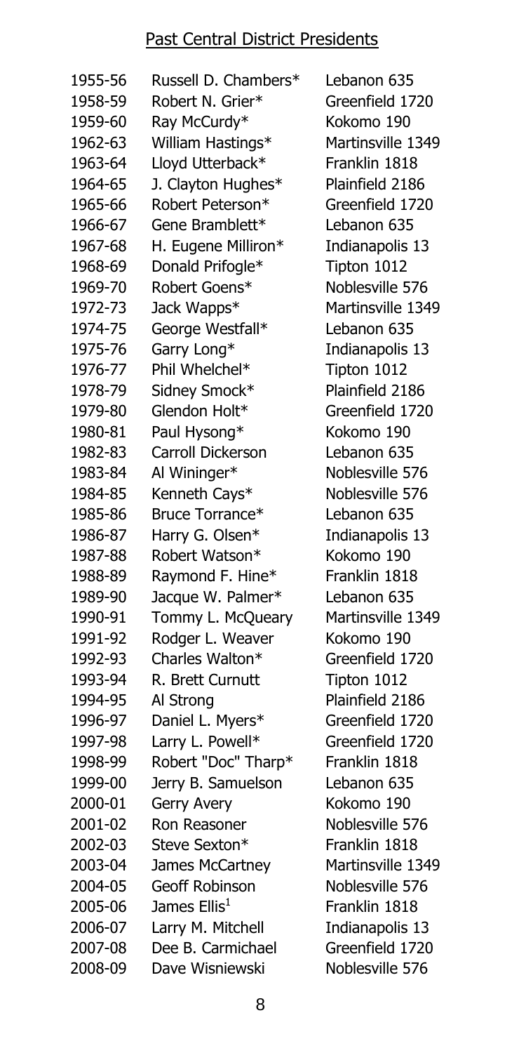## Past Central District Presidents

| | | |
|---|---|---|
| 1955-56 | Russell D. Chambers* | Lebanon 635 |
| 1958-59 | Robert N. Grier* | Greenfield 1720 |
| 1959-60 | Ray McCurdy* | Kokomo 190 |
| 1962-63 | William Hastings* | Martinsville 1349 |
| 1963-64 | Lloyd Utterback* | Franklin 1818 |
| 1964-65 | J. Clayton Hughes* | Plainfield 2186 |
| 1965-66 | Robert Peterson* | Greenfield 1720 |
| 1966-67 | Gene Bramblett* | Lebanon 635 |
| 1967-68 | H. Eugene Milliron* | Indianapolis 13 |
| 1968-69 | Donald Prifogle* | Tipton 1012 |
| 1969-70 | Robert Goens* | Noblesville 576 |
| 1972-73 | Jack Wapps* | Martinsville 1349 |
| 1974-75 | George Westfall* | Lebanon 635 |
| 1975-76 | Garry Long* | Indianapolis 13 |
| 1976-77 | Phil Whelchel* | Tipton 1012 |
| 1978-79 | Sidney Smock* | Plainfield 2186 |
| 1979-80 | Glendon Holt* | Greenfield 1720 |
| 1980-81 | Paul Hysong* | Kokomo 190 |
| 1982-83 | Carroll Dickerson | Lebanon 635 |
| 1983-84 | Al Wininger* | Noblesville 576 |
| 1984-85 | Kenneth Cays* | Noblesville 576 |
| 1985-86 | Bruce Torrance* | Lebanon 635 |
| 1986-87 | Harry G. Olsen* | Indianapolis 13 |
| 1987-88 | Robert Watson* | Kokomo 190 |
| 1988-89 | Raymond F. Hine* | Franklin 1818 |
| 1989-90 | Jacque W. Palmer* | Lebanon 635 |
| 1990-91 | Tommy L. McQueary | Martinsville 1349 |
| 1991-92 | Rodger L. Weaver | Kokomo 190 |
| 1992-93 | Charles Walton* | Greenfield 1720 |
| 1993-94 | R. Brett Curnutt | Tipton 1012 |
| 1994-95 | Al Strong | Plainfield 2186 |
| 1996-97 | Daniel L. Myers* | Greenfield 1720 |
| 1997-98 | Larry L. Powell* | Greenfield 1720 |
| 1998-99 | Robert "Doc" Tharp* | Franklin 1818 |
| 1999-00 | Jerry B. Samuelson | Lebanon 635 |
| 2000-01 | Gerry Avery | Kokomo 190 |
| 2001-02 | Ron Reasoner | Noblesville 576 |
| 2002-03 | Steve Sexton* | Franklin 1818 |
| 2003-04 | James McCartney | Martinsville 1349 |
| 2004-05 | Geoff Robinson | Noblesville 576 |
| 2005-06 | James Ellis[1] | Franklin 1818 |
| 2006-07 | Larry M. Mitchell | Indianapolis 13 |
| 2007-08 | Dee B. Carmichael | Greenfield 1720 |
| 2008-09 | Dave Wisniewski | Noblesville 576 |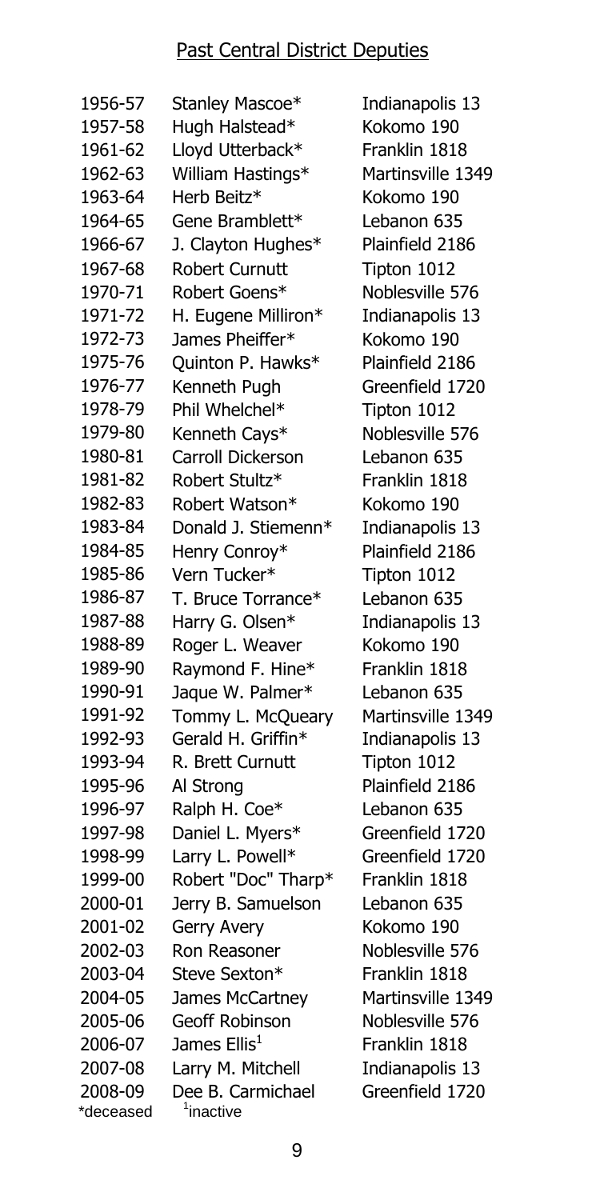## Past Central District Deputies

| | | |
|---|---|---|
| 1956-57 | Stanley Mascoe* | Indianapolis 13 |
| 1957-58 | Hugh Halstead* | Kokomo 190 |
| 1961-62 | Lloyd Utterback* | Franklin 1818 |
| 1962-63 | William Hastings* | Martinsville 1349 |
| 1963-64 | Herb Beitz* | Kokomo 190 |
| 1964-65 | Gene Bramblett* | Lebanon 635 |
| 1966-67 | J. Clayton Hughes* | Plainfield 2186 |
| 1967-68 | Robert Curnutt | Tipton 1012 |
| 1970-71 | Robert Goens* | Noblesville 576 |
| 1971-72 | H. Eugene Milliron* | Indianapolis 13 |
| 1972-73 | James Pheiffer* | Kokomo 190 |
| 1975-76 | Quinton P. Hawks* | Plainfield 2186 |
| 1976-77 | Kenneth Pugh | Greenfield 1720 |
| 1978-79 | Phil Whelchel* | Tipton 1012 |
| 1979-80 | Kenneth Cays* | Noblesville 576 |
| 1980-81 | Carroll Dickerson | Lebanon 635 |
| 1981-82 | Robert Stultz* | Franklin 1818 |
| 1982-83 | Robert Watson* | Kokomo 190 |
| 1983-84 | Donald J. Stiemenn* | Indianapolis 13 |
| 1984-85 | Henry Conroy* | Plainfield 2186 |
| 1985-86 | Vern Tucker* | Tipton 1012 |
| 1986-87 | T. Bruce Torrance* | Lebanon 635 |
| 1987-88 | Harry G. Olsen* | Indianapolis 13 |
| 1988-89 | Roger L. Weaver | Kokomo 190 |
| 1989-90 | Raymond F. Hine* | Franklin 1818 |
| 1990-91 | Jaque W. Palmer* | Lebanon 635 |
| 1991-92 | Tommy L. McQueary | Martinsville 1349 |
| 1992-93 | Gerald H. Griffin* | Indianapolis 13 |
| 1993-94 | R. Brett Curnutt | Tipton 1012 |
| 1995-96 | Al Strong | Plainfield 2186 |
| 1996-97 | Ralph H. Coe* | Lebanon 635 |
| 1997-98 | Daniel L. Myers* | Greenfield 1720 |
| 1998-99 | Larry L. Powell* | Greenfield 1720 |
| 1999-00 | Robert "Doc" Tharp* | Franklin 1818 |
| 2000-01 | Jerry B. Samuelson | Lebanon 635 |
| 2001-02 | Gerry Avery | Kokomo 190 |
| 2002-03 | Ron Reasoner | Noblesville 576 |
| 2003-04 | Steve Sexton* | Franklin 1818 |
| 2004-05 | James McCartney | Martinsville 1349 |
| 2005-06 | Geoff Robinson | Noblesville 576 |
| 2006-07 | James Ellis[1] | Franklin 1818 |
| 2007-08 | Larry M. Mitchell | Indianapolis 13 |
| 2008-09 | Dee B. Carmichael | Greenfield 1720 |

*deceased [1]inactive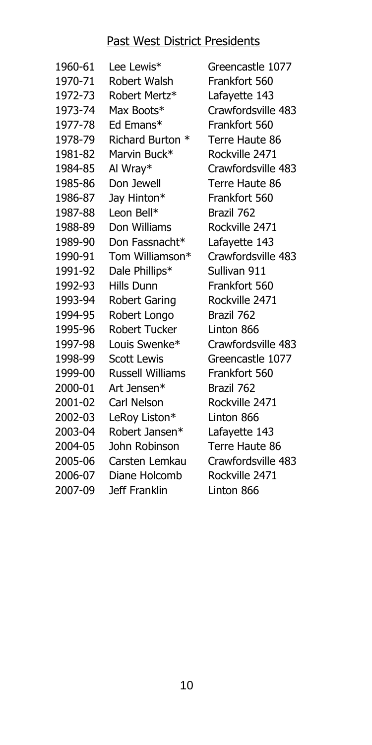## Past West District Presidents

| | | |
|---|---|---|
| 1960-61 | Lee Lewis* | Greencastle 1077 |
| 1970-71 | Robert Walsh | Frankfort 560 |
| 1972-73 | Robert Mertz* | Lafayette 143 |
| 1973-74 | Max Boots* | Crawfordsville 483 |
| 1977-78 | Ed Emans* | Frankfort 560 |
| 1978-79 | Richard Burton * | Terre Haute 86 |
| 1981-82 | Marvin Buck* | Rockville 2471 |
| 1984-85 | Al Wray* | Crawfordsville 483 |
| 1985-86 | Don Jewell | Terre Haute 86 |
| 1986-87 | Jay Hinton* | Frankfort 560 |
| 1987-88 | Leon Bell* | Brazil 762 |
| 1988-89 | Don Williams | Rockville 2471 |
| 1989-90 | Don Fassnacht* | Lafayette 143 |
| 1990-91 | Tom Williamson* | Crawfordsville 483 |
| 1991-92 | Dale Phillips* | Sullivan 911 |
| 1992-93 | Hills Dunn | Frankfort 560 |
| 1993-94 | Robert Garing | Rockville 2471 |
| 1994-95 | Robert Longo | Brazil 762 |
| 1995-96 | Robert Tucker | Linton 866 |
| 1997-98 | Louis Swenke* | Crawfordsville 483 |
| 1998-99 | Scott Lewis | Greencastle 1077 |
| 1999-00 | Russell Williams | Frankfort 560 |
| 2000-01 | Art Jensen* | Brazil 762 |
| 2001-02 | Carl Nelson | Rockville 2471 |
| 2002-03 | LeRoy Liston* | Linton 866 |
| 2003-04 | Robert Jansen* | Lafayette 143 |
| 2004-05 | John Robinson | Terre Haute 86 |
| 2005-06 | Carsten Lemkau | Crawfordsville 483 |
| 2006-07 | Diane Holcomb | Rockville 2471 |
| 2007-09 | Jeff Franklin | Linton 866 |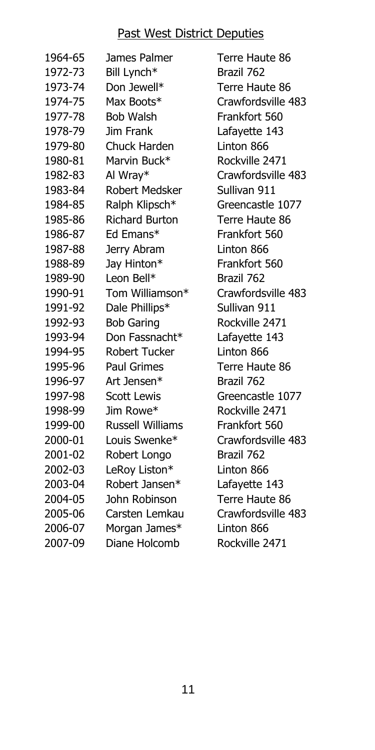## Past West District Deputies

| | | |
|---|---|---|
| 1964-65 | James Palmer | Terre Haute 86 |
| 1972-73 | Bill Lynch* | Brazil 762 |
| 1973-74 | Don Jewell* | Terre Haute 86 |
| 1974-75 | Max Boots* | Crawfordsville 483 |
| 1977-78 | Bob Walsh | Frankfort 560 |
| 1978-79 | Jim Frank | Lafayette 143 |
| 1979-80 | Chuck Harden | Linton 866 |
| 1980-81 | Marvin Buck* | Rockville 2471 |
| 1982-83 | Al Wray* | Crawfordsville 483 |
| 1983-84 | Robert Medsker | Sullivan 911 |
| 1984-85 | Ralph Klipsch* | Greencastle 1077 |
| 1985-86 | Richard Burton | Terre Haute 86 |
| 1986-87 | Ed Emans* | Frankfort 560 |
| 1987-88 | Jerry Abram | Linton 866 |
| 1988-89 | Jay Hinton* | Frankfort 560 |
| 1989-90 | Leon Bell* | Brazil 762 |
| 1990-91 | Tom Williamson* | Crawfordsville 483 |
| 1991-92 | Dale Phillips* | Sullivan 911 |
| 1992-93 | Bob Garing | Rockville 2471 |
| 1993-94 | Don Fassnacht* | Lafayette 143 |
| 1994-95 | Robert Tucker | Linton 866 |
| 1995-96 | Paul Grimes | Terre Haute 86 |
| 1996-97 | Art Jensen* | Brazil 762 |
| 1997-98 | Scott Lewis | Greencastle 1077 |
| 1998-99 | Jim Rowe* | Rockville 2471 |
| 1999-00 | Russell Williams | Frankfort 560 |
| 2000-01 | Louis Swenke* | Crawfordsville 483 |
| 2001-02 | Robert Longo | Brazil 762 |
| 2002-03 | LeRoy Liston* | Linton 866 |
| 2003-04 | Robert Jansen* | Lafayette 143 |
| 2004-05 | John Robinson | Terre Haute 86 |
| 2005-06 | Carsten Lemkau | Crawfordsville 483 |
| 2006-07 | Morgan James* | Linton 866 |
| 2007-09 | Diane Holcomb | Rockville 2471 |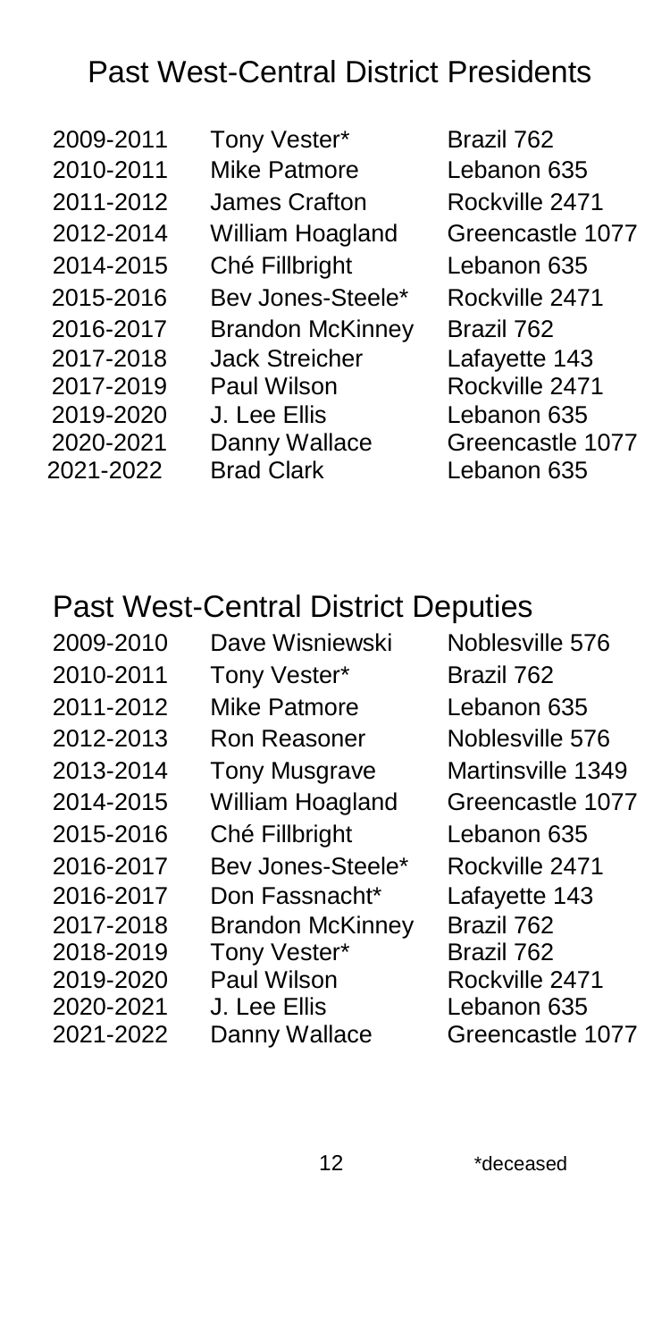## Past West-Central District Presidents

| | | |
|---|---|---|
| 2009-2011 | Tony Vester* | Brazil 762 |
| 2010-2011 | Mike Patmore | Lebanon 635 |
| 2011-2012 | James Crafton | Rockville 2471 |
| 2012-2014 | William Hoagland | Greencastle 1077 |
| 2014-2015 | Ché Fillbright | Lebanon 635 |
| 2015-2016 | Bev Jones-Steele* | Rockville 2471 |
| 2016-2017 | Brandon McKinney | Brazil 762 |
| 2017-2018 | Jack Streicher | Lafayette 143 |
| 2017-2019 | Paul Wilson | Rockville 2471 |
| 2019-2020 | J. Lee Ellis | Lebanon 635 |
| 2020-2021 | Danny Wallace | Greencastle 1077 |
| 2021-2022 | Brad Clark | Lebanon 635 |

## Past West-Central District Deputies

| | | |
|---|---|---|
| 2009-2010 | Dave Wisniewski | Noblesville 576 |
| 2010-2011 | Tony Vester* | Brazil 762 |
| 2011-2012 | Mike Patmore | Lebanon 635 |
| 2012-2013 | Ron Reasoner | Noblesville 576 |
| 2013-2014 | Tony Musgrave | Martinsville 1349 |
| 2014-2015 | William Hoagland | Greencastle 1077 |
| 2015-2016 | Ché Fillbright | Lebanon 635 |
| 2016-2017 | Bev Jones-Steele* | Rockville 2471 |
| 2016-2017 | Don Fassnacht* | Lafayette 143 |
| 2017-2018 | Brandon McKinney | Brazil 762 |
| 2018-2019 | Tony Vester* | Brazil 762 |
| 2019-2020 | Paul Wilson | Rockville 2471 |
| 2020-2021 | J. Lee Ellis | Lebanon 635 |
| 2021-2022 | Danny Wallace | Greencastle 1077 |

*deceased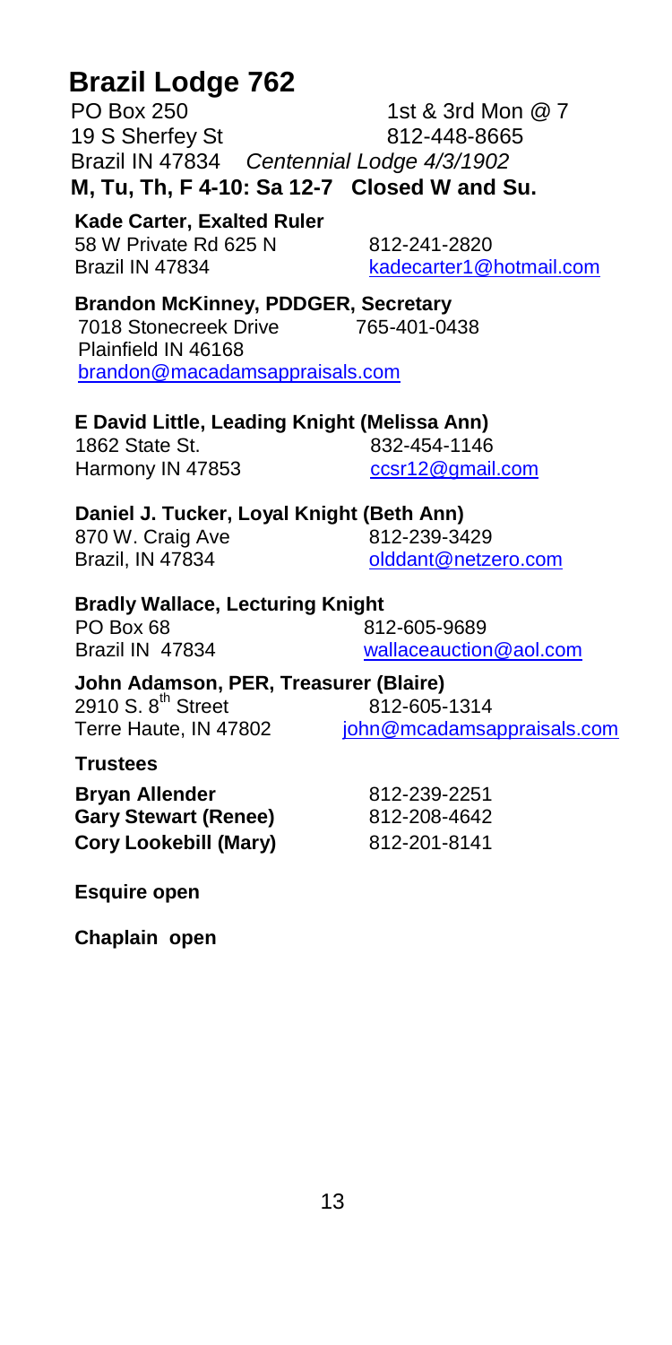# Brazil Lodge 762

PO Box 250 — 1st & 3rd Mon @ 7
19 S Sherfey St — 812-448-8665
Brazil IN 47834 — *Centennial Lodge 4/3/1902*

**M, Tu, Th, F 4-10: Sa 12-7 Closed W and Su.**

**Kade Carter, Exalted Ruler**
58 W Private Rd 625 N — 812-241-2820
Brazil IN 47834 — kadecarter1@hotmail.com

**Brandon McKinney, PDDGER, Secretary**
7018 Stonecreek Drive — 765-401-0438
Plainfield IN 46168
brandon@macadamsappraisals.com

**E David Little, Leading Knight (Melissa Ann)**
1862 State St. — 832-454-1146
Harmony IN 47853 — ccsr12@gmail.com

**Daniel J. Tucker, Loyal Knight (Beth Ann)**
870 W. Craig Ave — 812-239-3429
Brazil, IN 47834 — olddant@netzero.com

**Bradly Wallace, Lecturing Knight**
PO Box 68 — 812-605-9689
Brazil IN 47834 — wallaceauction@aol.com

**John Adamson, PER, Treasurer (Blaire)**
2910 S. 8th Street — 812-605-1314
Terre Haute, IN 47802 — john@mcadamsappraisals.com

**Trustees**

| | |
|---|---|
| **Bryan Allender** | 812-239-2251 |
| **Gary Stewart (Renee)** | 812-208-4642 |
| **Cory Lookebill (Mary)** | 812-201-8141 |

**Esquire open**

**Chaplain open**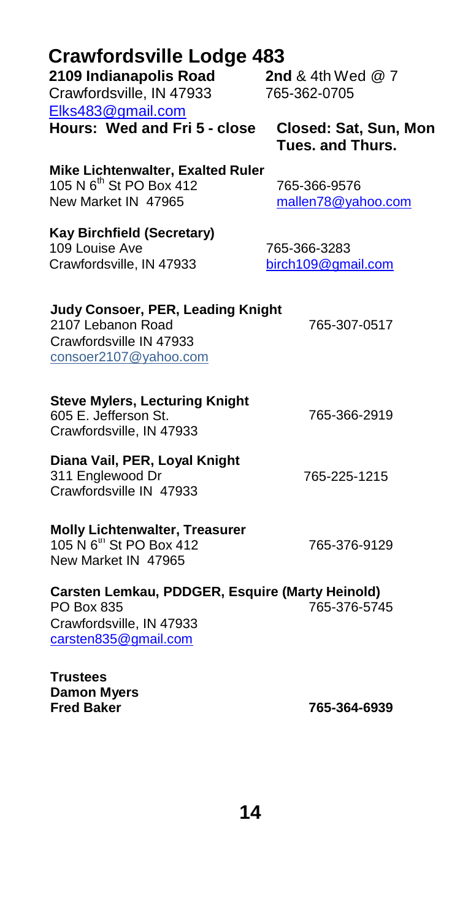# Crawfordsville Lodge 483

**2109 Indianapolis Road** **2nd** & 4th Wed @ 7
Crawfordsville, IN 47933 765-362-0705
Elks483@gmail.com

**Hours: Wed and Fri 5 - close** **Closed: Sat, Sun, Mon Tues. and Thurs.**

**Mike Lichtenwalter, Exalted Ruler**
105 N 6th St PO Box 412 765-366-9576
New Market IN 47965 mallen78@yahoo.com

**Kay Birchfield (Secretary)**
109 Louise Ave 765-366-3283
Crawfordsville, IN 47933 birch109@gmail.com

**Judy Consoer, PER, Leading Knight**
2107 Lebanon Road 765-307-0517
Crawfordsville IN 47933
consoer2107@yahoo.com

**Steve Mylers, Lecturing Knight**
605 E. Jefferson St. 765-366-2919
Crawfordsville, IN 47933

**Diana Vail, PER, Loyal Knight**
311 Englewood Dr 765-225-1215
Crawfordsville IN 47933

**Molly Lichtenwalter, Treasurer**
105 N 6th St PO Box 412 765-376-9129
New Market IN 47965

**Carsten Lemkau, PDDGER, Esquire (Marty Heinold)**
PO Box 835 765-376-5745
Crawfordsville, IN 47933
carsten835@gmail.com

**Trustees**
**Damon Myers**
**Fred Baker** **765-364-6939**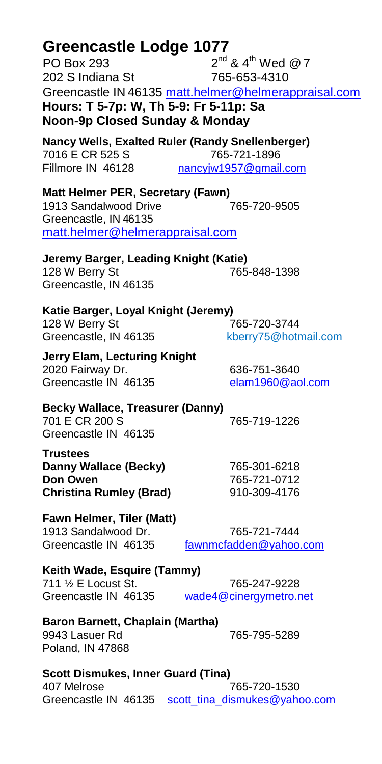# Greencastle Lodge 1077

PO Box 293 — $2^{nd}$ & $4^{th}$ Wed @ 7
202 S Indiana St — 765-653-4310
Greencastle IN 46135 — matt.helmer@helmerappraisal.com
**Hours: T 5-7p: W, Th 5-9: Fr 5-11p: Sa Noon-9p Closed Sunday & Monday**

**Nancy Wells, Exalted Ruler (Randy Snellenberger)**
7016 E CR 525 S — 765-721-1896
Fillmore IN 46128 — nancyjw1957@gmail.com

**Matt Helmer PER, Secretary (Fawn)**
1913 Sandalwood Drive — 765-720-9505
Greencastle, IN 46135
matt.helmer@helmerappraisal.com

**Jeremy Barger, Leading Knight (Katie)**
128 W Berry St — 765-848-1398
Greencastle, IN 46135

**Katie Barger, Loyal Knight (Jeremy)**
128 W Berry St — 765-720-3744
Greencastle, IN 46135 — kberry75@hotmail.com

**Jerry Elam, Lecturing Knight**
2020 Fairway Dr. — 636-751-3640
Greencastle IN 46135 — elam1960@aol.com

**Becky Wallace, Treasurer (Danny)**
701 E CR 200 S — 765-719-1226
Greencastle IN 46135

**Trustees**
**Danny Wallace (Becky)** — 765-301-6218
**Don Owen** — 765-721-0712
**Christina Rumley (Brad)** — 910-309-4176

**Fawn Helmer, Tiler (Matt)**
1913 Sandalwood Dr. — 765-721-7444
Greencastle IN 46135 — fawnmcfadden@yahoo.com

**Keith Wade, Esquire (Tammy)**
711 ½ E Locust St. — 765-247-9228
Greencastle IN 46135 — wade4@cinergymetro.net

**Baron Barnett, Chaplain (Martha)**
9943 Lasuer Rd — 765-795-5289
Poland, IN 47868

**Scott Dismukes, Inner Guard (Tina)**
407 Melrose — 765-720-1530
Greencastle IN 46135 — scott_tina_dismukes@yahoo.com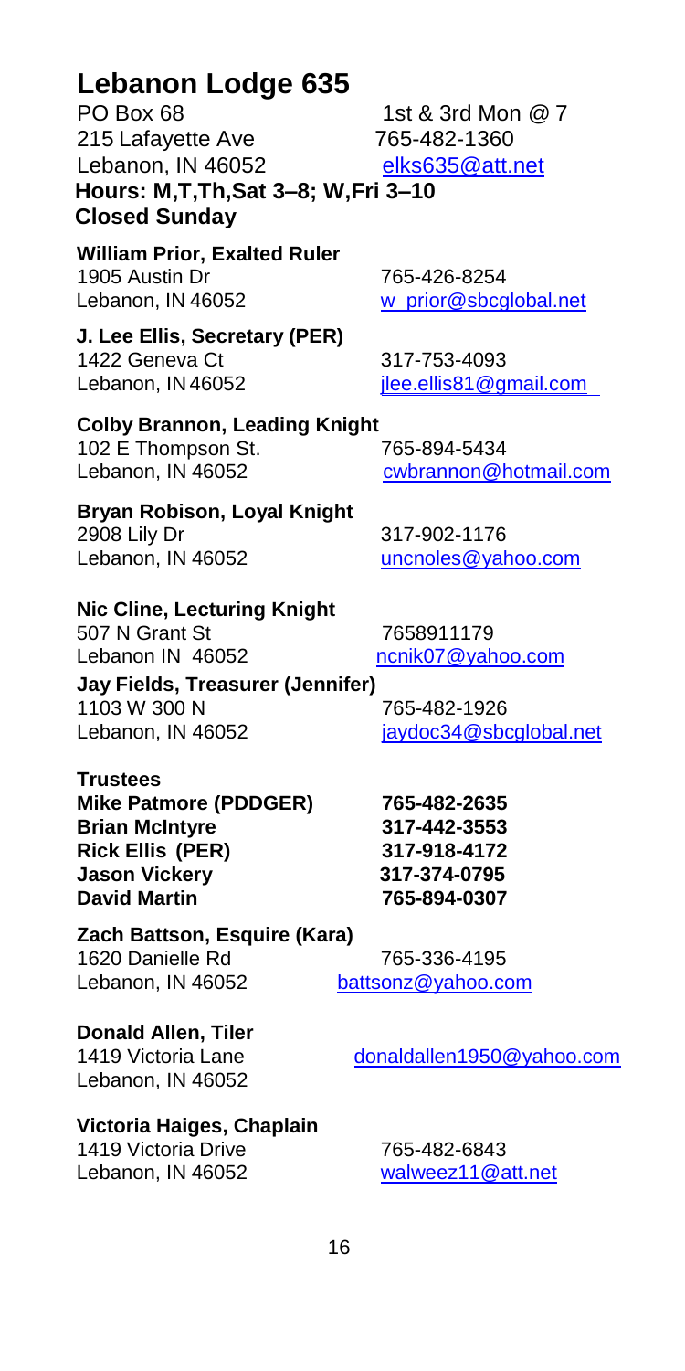# Lebanon Lodge 635

PO Box 68 1st & 3rd Mon @ 7
215 Lafayette Ave 765-482-1360
Lebanon, IN 46052 elks635@att.net
**Hours: M,T,Th,Sat 3–8; W,Fri 3–10**
**Closed Sunday**

**William Prior, Exalted Ruler**
1905 Austin Dr 765-426-8254
Lebanon, IN 46052 w_prior@sbcglobal.net

**J. Lee Ellis, Secretary (PER)**
1422 Geneva Ct 317-753-4093
Lebanon, IN 46052 jlee.ellis81@gmail.com

**Colby Brannon, Leading Knight**
102 E Thompson St. 765-894-5434
Lebanon, IN 46052 cwbrannon@hotmail.com

**Bryan Robison, Loyal Knight**
2908 Lily Dr 317-902-1176
Lebanon, IN 46052 uncnoles@yahoo.com

**Nic Cline, Lecturing Knight**
507 N Grant St 7658911179
Lebanon IN 46052 ncnik07@yahoo.com

**Jay Fields, Treasurer (Jennifer)**
1103 W 300 N 765-482-1926
Lebanon, IN 46052 jaydoc34@sbcglobal.net

**Trustees**
**Mike Patmore (PDDGER) 765-482-2635**
**Brian McIntyre 317-442-3553**
**Rick Ellis (PER) 317-918-4172**
**Jason Vickery 317-374-0795**
**David Martin 765-894-0307**

**Zach Battson, Esquire (Kara)**
1620 Danielle Rd 765-336-4195
Lebanon, IN 46052 battsonz@yahoo.com

**Donald Allen, Tiler**
1419 Victoria Lane donaldallen1950@yahoo.com
Lebanon, IN 46052

**Victoria Haiges, Chaplain**
1419 Victoria Drive 765-482-6843
Lebanon, IN 46052 walweez11@att.net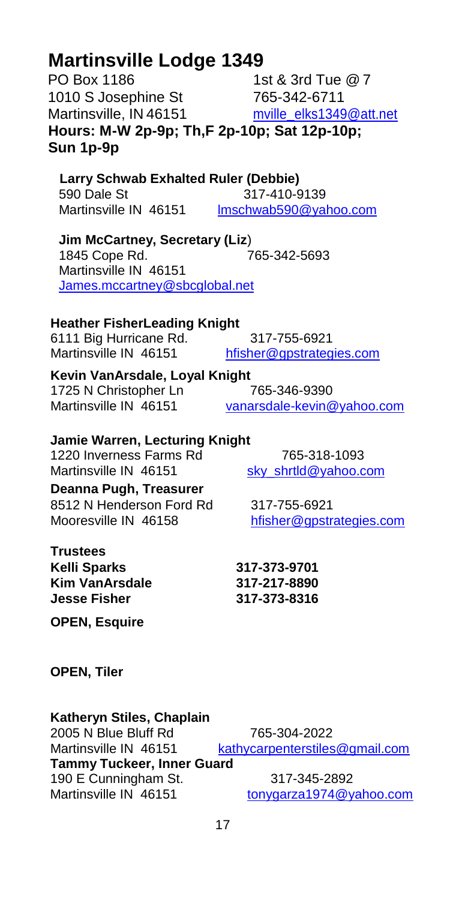# Martinsville Lodge 1349

PO Box 1186
1010 S Josephine St
Martinsville, IN 46151

1st & 3rd Tue @ 7
765-342-6711
mville_elks1349@att.net

**Hours: M-W 2p-9p; Th,F 2p-10p; Sat 12p-10p; Sun 1p-9p**

**Larry Schwab Exhalted Ruler (Debbie)**
590 Dale St
Martinsville IN 46151
317-410-9139
lmschwab590@yahoo.com

**Jim McCartney, Secretary (Liz)**
1845 Cope Rd.
Martinsville IN 46151
765-342-5693
James.mccartney@sbcglobal.net

**Heather FisherLeading Knight**
6111 Big Hurricane Rd.
Martinsville IN 46151
317-755-6921
hfisher@gpstrategies.com

**Kevin VanArsdale, Loyal Knight**
1725 N Christopher Ln
Martinsville IN 46151
765-346-9390
vanarsdale-kevin@yahoo.com

**Jamie Warren, Lecturing Knight**
1220 Inverness Farms Rd
Martinsville IN 46151
765-318-1093
sky_shrtld@yahoo.com

**Deanna Pugh, Treasurer**
8512 N Henderson Ford Rd
Mooresville IN 46158
317-755-6921
hfisher@gpstrategies.com

**Trustees**

| | |
|---|---|
| **Kelli Sparks** | **317-373-9701** |
| **Kim VanArsdale** | **317-217-8890** |
| **Jesse Fisher** | **317-373-8316** |

**OPEN, Esquire**

**OPEN, Tiler**

**Katheryn Stiles, Chaplain**
2005 N Blue Bluff Rd
Martinsville IN 46151
765-304-2022
kathycarpenterstiles@gmail.com

**Tammy Tuckeer, Inner Guard**
190 E Cunningham St.
Martinsville IN 46151
317-345-2892
tonygarza1974@yahoo.com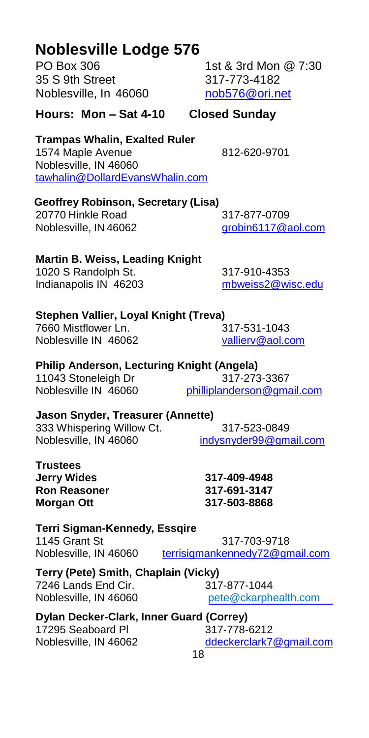# Noblesville Lodge 576

PO Box 306
35 S 9th Street
Noblesville, In 46060

1st & 3rd Mon @ 7:30
317-773-4182
nob576@ori.net

**Hours: Mon – Sat 4-10 Closed Sunday**

**Trampas Whalin, Exalted Ruler**
1574 Maple Avenue — 812-620-9701
Noblesville, IN 46060
tawhalin@DollardEvansWhalin.com

**Geoffrey Robinson, Secretary (Lisa)**
20770 Hinkle Road — 317-877-0709
Noblesville, IN 46062 — grobin6117@aol.com

**Martin B. Weiss, Leading Knight**
1020 S Randolph St. — 317-910-4353
Indianapolis IN 46203 — mbweiss2@wisc.edu

**Stephen Vallier, Loyal Knight (Treva)**
7660 Mistflower Ln. — 317-531-1043
Noblesville IN 46062 — vallierv@aol.com

**Philip Anderson, Lecturing Knight (Angela)**
11043 Stoneleigh Dr — 317-273-3367
Noblesville IN 46060 — philliplanderson@gmail.com

**Jason Snyder, Treasurer (Annette)**
333 Whispering Willow Ct. — 317-523-0849
Noblesville, IN 46060 — indysnyder99@gmail.com

**Trustees**

| | |
|---|---|
| **Jerry Wides** | **317-409-4948** |
| **Ron Reasoner** | **317-691-3147** |
| **Morgan Ott** | **317-503-8868** |

**Terri Sigman-Kennedy, Essqire**
1145 Grant St — 317-703-9718
Noblesville, IN 46060 — terrisigmankennedy72@gmail.com

**Terry (Pete) Smith, Chaplain (Vicky)**
7246 Lands End Cir. — 317-877-1044
Noblesville, IN 46060 — pete@ckarphealth.com

**Dylan Decker-Clark, Inner Guard (Correy)**
17295 Seaboard Pl — 317-778-6212
Noblesville, IN 46062 — ddeckerclark7@gmail.com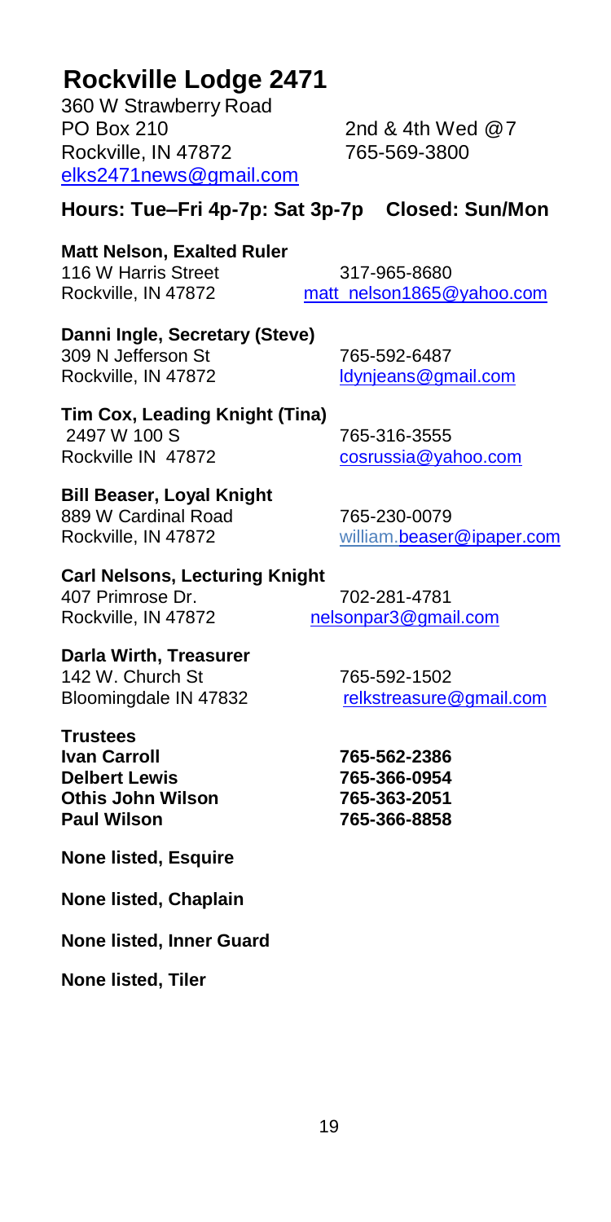# Rockville Lodge 2471

360 W Strawberry Road
PO Box 210
Rockville, IN 47872
elks2471news@gmail.com

2nd & 4th Wed @7
765-569-3800

**Hours: Tue–Fri 4p-7p: Sat 3p-7p Closed: Sun/Mon**

**Matt Nelson, Exalted Ruler**
116 W Harris Street — 317-965-8680
Rockville, IN 47872 — matt_nelson1865@yahoo.com

**Danni Ingle, Secretary (Steve)**
309 N Jefferson St — 765-592-6487
Rockville, IN 47872 — ldynjeans@gmail.com

**Tim Cox, Leading Knight (Tina)**
2497 W 100 S — 765-316-3555
Rockville IN 47872 — cosrussia@yahoo.com

**Bill Beaser, Loyal Knight**
889 W Cardinal Road — 765-230-0079
Rockville, IN 47872 — william.beaser@ipaper.com

**Carl Nelsons, Lecturing Knight**
407 Primrose Dr. — 702-281-4781
Rockville, IN 47872 — nelsonpar3@gmail.com

**Darla Wirth, Treasurer**
142 W. Church St — 765-592-1502
Bloomingdale IN 47832 — relkstreasure@gmail.com

**Trustees**

| | |
|---|---|
| **Ivan Carroll** | **765-562-2386** |
| **Delbert Lewis** | **765-366-0954** |
| **Othis John Wilson** | **765-363-2051** |
| **Paul Wilson** | **765-366-8858** |

**None listed, Esquire**

**None listed, Chaplain**

**None listed, Inner Guard**

**None listed, Tiler**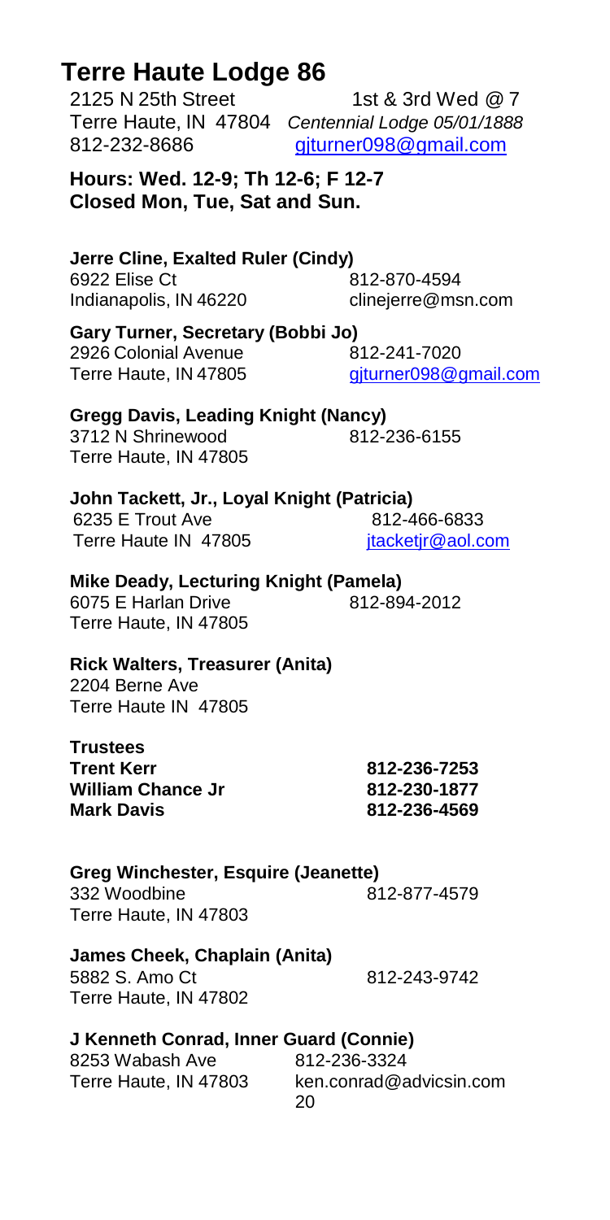# Terre Haute Lodge 86

2125 N 25th Street 1st & 3rd Wed @ 7
Terre Haute, IN 47804 *Centennial Lodge 05/01/1888*
812-232-8686 gjturner098@gmail.com

**Hours: Wed. 12-9; Th 12-6; F 12-7**
**Closed Mon, Tue, Sat and Sun.**

**Jerre Cline, Exalted Ruler (Cindy)**
6922 Elise Ct 812-870-4594
Indianapolis, IN 46220 clinejerre@msn.com

**Gary Turner, Secretary (Bobbi Jo)**
2926 Colonial Avenue 812-241-7020
Terre Haute, IN 47805 gjturner098@gmail.com

**Gregg Davis, Leading Knight (Nancy)**
3712 N Shrinewood 812-236-6155
Terre Haute, IN 47805

**John Tackett, Jr., Loyal Knight (Patricia)**
6235 E Trout Ave 812-466-6833
Terre Haute IN 47805 jtacketjr@aol.com

**Mike Deady, Lecturing Knight (Pamela)**
6075 E Harlan Drive 812-894-2012
Terre Haute, IN 47805

**Rick Walters, Treasurer (Anita)**
2204 Berne Ave
Terre Haute IN 47805

**Trustees**
**Trent Kerr 812-236-7253**
**William Chance Jr 812-230-1877**
**Mark Davis 812-236-4569**

**Greg Winchester, Esquire (Jeanette)**
332 Woodbine 812-877-4579
Terre Haute, IN 47803

**James Cheek, Chaplain (Anita)**
5882 S. Amo Ct 812-243-9742
Terre Haute, IN 47802

**J Kenneth Conrad, Inner Guard (Connie)**
8253 Wabash Ave 812-236-3324
Terre Haute, IN 47803 ken.conrad@advicsin.com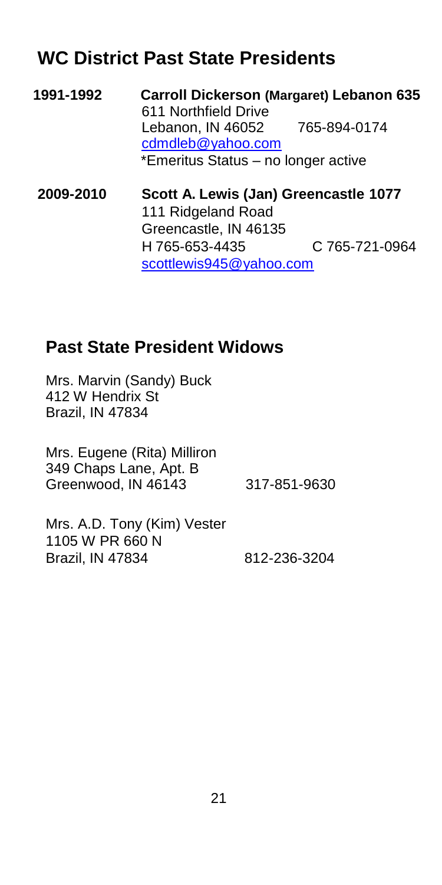## WC District Past State Presidents

**1991-1992** **Carroll Dickerson (Margaret) Lebanon 635**
611 Northfield Drive
Lebanon, IN 46052 765-894-0174
cdmdleb@yahoo.com
*Emeritus Status – no longer active

**2009-2010** **Scott A. Lewis (Jan) Greencastle 1077**
111 Ridgeland Road
Greencastle, IN 46135
H 765-653-4435 C 765-721-0964
scottlewis945@yahoo.com

## Past State President Widows

Mrs. Marvin (Sandy) Buck
412 W Hendrix St
Brazil, IN 47834

Mrs. Eugene (Rita) Milliron
349 Chaps Lane, Apt. B
Greenwood, IN 46143 317-851-9630

Mrs. A.D. Tony (Kim) Vester
1105 W PR 660 N
Brazil, IN 47834 812-236-3204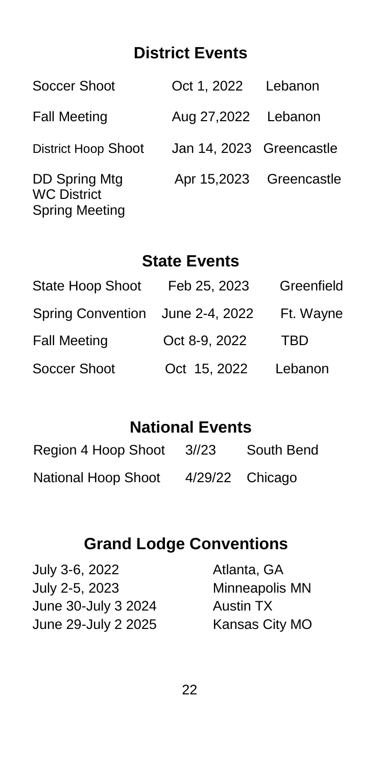## District Events

| | | |
|---|---|---|
| Soccer Shoot | Oct 1, 2022 | Lebanon |
| Fall Meeting | Aug 27,2022 | Lebanon |
| District Hoop Shoot | Jan 14, 2023 | Greencastle |
| DD Spring Mtg WC District Spring Meeting | Apr 15,2023 | Greencastle |

## State Events

| | | |
|---|---|---|
| State Hoop Shoot | Feb 25, 2023 | Greenfield |
| Spring Convention | June 2-4, 2022 | Ft. Wayne |
| Fall Meeting | Oct 8-9, 2022 | TBD |
| Soccer Shoot | Oct 15, 2022 | Lebanon |

## National Events

| | | |
|---|---|---|
| Region 4 Hoop Shoot | 3//23 | South Bend |
| National Hoop Shoot | 4/29/22 | Chicago |

## Grand Lodge Conventions

| | |
|---|---|
| July 3-6, 2022 | Atlanta, GA |
| July 2-5, 2023 | Minneapolis MN |
| June 30-July 3 2024 | Austin TX |
| June 29-July 2 2025 | Kansas City MO |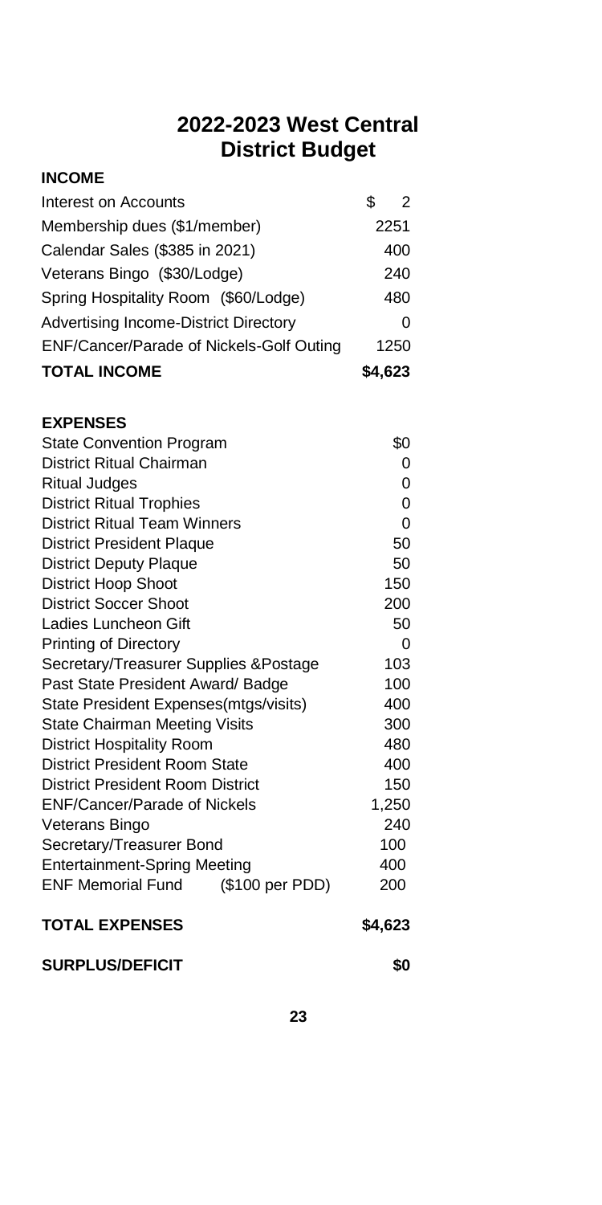# 2022-2023 West Central District Budget

**INCOME**

| | |
|---|---|
| Interest on Accounts | $ 2 |
| Membership dues ($1/member) | 2251 |
| Calendar Sales ($385 in 2021) | 400 |
| Veterans Bingo ($30/Lodge) | 240 |
| Spring Hospitality Room ($60/Lodge) | 480 |
| Advertising Income-District Directory | 0 |
| ENF/Cancer/Parade of Nickels-Golf Outing | 1250 |
| **TOTAL INCOME** | **$4,623** |

**EXPENSES**

| | |
|---|---|
| State Convention Program | $0 |
| District Ritual Chairman | 0 |
| Ritual Judges | 0 |
| District Ritual Trophies | 0 |
| District Ritual Team Winners | 0 |
| District President Plaque | 50 |
| District Deputy Plaque | 50 |
| District Hoop Shoot | 150 |
| District Soccer Shoot | 200 |
| Ladies Luncheon Gift | 50 |
| Printing of Directory | 0 |
| Secretary/Treasurer Supplies &Postage | 103 |
| Past State President Award/ Badge | 100 |
| State President Expenses(mtgs/visits) | 400 |
| State Chairman Meeting Visits | 300 |
| District Hospitality Room | 480 |
| District President Room State | 400 |
| District President Room District | 150 |
| ENF/Cancer/Parade of Nickels | 1,250 |
| Veterans Bingo | 240 |
| Secretary/Treasurer Bond | 100 |
| Entertainment-Spring Meeting | 400 |
| ENF Memorial Fund ($100 per PDD) | 200 |
| **TOTAL EXPENSES** | **$4,623** |
| **SURPLUS/DEFICIT** | **$0** |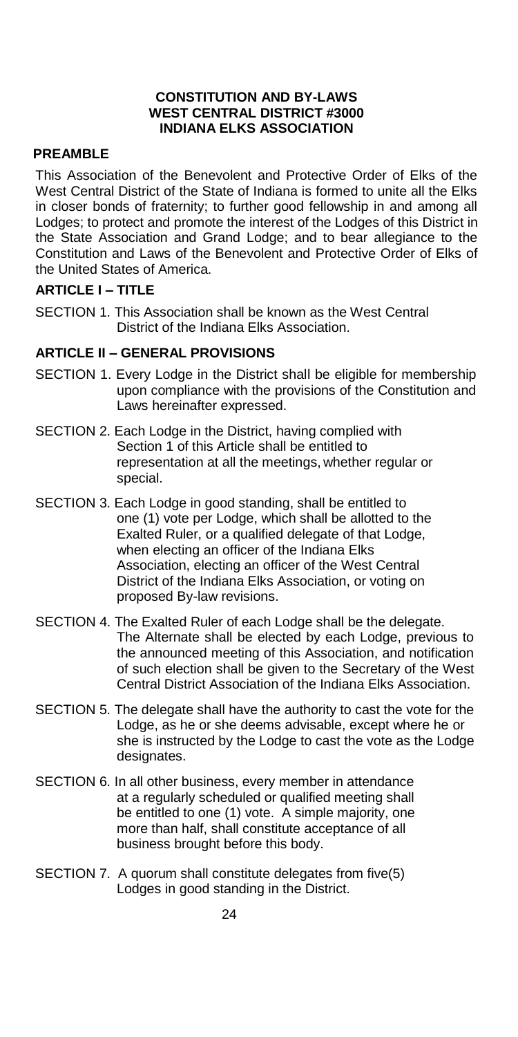# CONSTITUTION AND BY-LAWS
# WEST CENTRAL DISTRICT #3000
# INDIANA ELKS ASSOCIATION

## PREAMBLE

This Association of the Benevolent and Protective Order of Elks of the West Central District of the State of Indiana is formed to unite all the Elks in closer bonds of fraternity; to further good fellowship in and among all Lodges; to protect and promote the interest of the Lodges of this District in the State Association and Grand Lodge; and to bear allegiance to the Constitution and Laws of the Benevolent and Protective Order of Elks of the United States of America.

## ARTICLE I – TITLE

SECTION 1. This Association shall be known as the West Central District of the Indiana Elks Association.

## ARTICLE II – GENERAL PROVISIONS

SECTION 1. Every Lodge in the District shall be eligible for membership upon compliance with the provisions of the Constitution and Laws hereinafter expressed.

SECTION 2. Each Lodge in the District, having complied with Section 1 of this Article shall be entitled to representation at all the meetings, whether regular or special.

SECTION 3. Each Lodge in good standing, shall be entitled to one (1) vote per Lodge, which shall be allotted to the Exalted Ruler, or a qualified delegate of that Lodge, when electing an officer of the Indiana Elks Association, electing an officer of the West Central District of the Indiana Elks Association, or voting on proposed By-law revisions.

SECTION 4. The Exalted Ruler of each Lodge shall be the delegate. The Alternate shall be elected by each Lodge, previous to the announced meeting of this Association, and notification of such election shall be given to the Secretary of the West Central District Association of the Indiana Elks Association.

SECTION 5. The delegate shall have the authority to cast the vote for the Lodge, as he or she deems advisable, except where he or she is instructed by the Lodge to cast the vote as the Lodge designates.

SECTION 6. In all other business, every member in attendance at a regularly scheduled or qualified meeting shall be entitled to one (1) vote. A simple majority, one more than half, shall constitute acceptance of all business brought before this body.

SECTION 7. A quorum shall constitute delegates from five(5) Lodges in good standing in the District.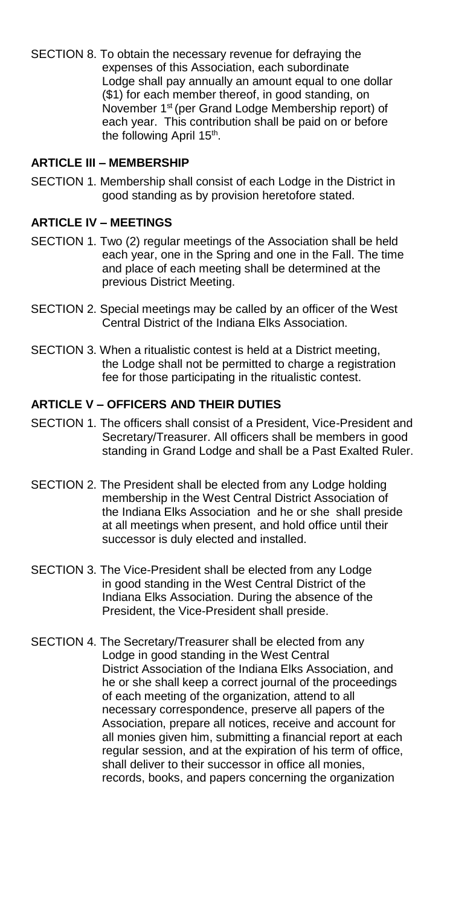SECTION 8. To obtain the necessary revenue for defraying the expenses of this Association, each subordinate Lodge shall pay annually an amount equal to one dollar ($1) for each member thereof, in good standing, on November 1st (per Grand Lodge Membership report) of each year. This contribution shall be paid on or before the following April 15th.

## ARTICLE III – MEMBERSHIP

SECTION 1. Membership shall consist of each Lodge in the District in good standing as by provision heretofore stated.

## ARTICLE IV – MEETINGS

SECTION 1. Two (2) regular meetings of the Association shall be held each year, one in the Spring and one in the Fall. The time and place of each meeting shall be determined at the previous District Meeting.

SECTION 2. Special meetings may be called by an officer of the West Central District of the Indiana Elks Association.

SECTION 3. When a ritualistic contest is held at a District meeting, the Lodge shall not be permitted to charge a registration fee for those participating in the ritualistic contest.

## ARTICLE V – OFFICERS AND THEIR DUTIES

SECTION 1. The officers shall consist of a President, Vice-President and Secretary/Treasurer. All officers shall be members in good standing in Grand Lodge and shall be a Past Exalted Ruler.

SECTION 2. The President shall be elected from any Lodge holding membership in the West Central District Association of the Indiana Elks Association and he or she shall preside at all meetings when present, and hold office until their successor is duly elected and installed.

SECTION 3. The Vice-President shall be elected from any Lodge in good standing in the West Central District of the Indiana Elks Association. During the absence of the President, the Vice-President shall preside.

SECTION 4. The Secretary/Treasurer shall be elected from any Lodge in good standing in the West Central District Association of the Indiana Elks Association, and he or she shall keep a correct journal of the proceedings of each meeting of the organization, attend to all necessary correspondence, preserve all papers of the Association, prepare all notices, receive and account for all monies given him, submitting a financial report at each regular session, and at the expiration of his term of office, shall deliver to their successor in office all monies, records, books, and papers concerning the organization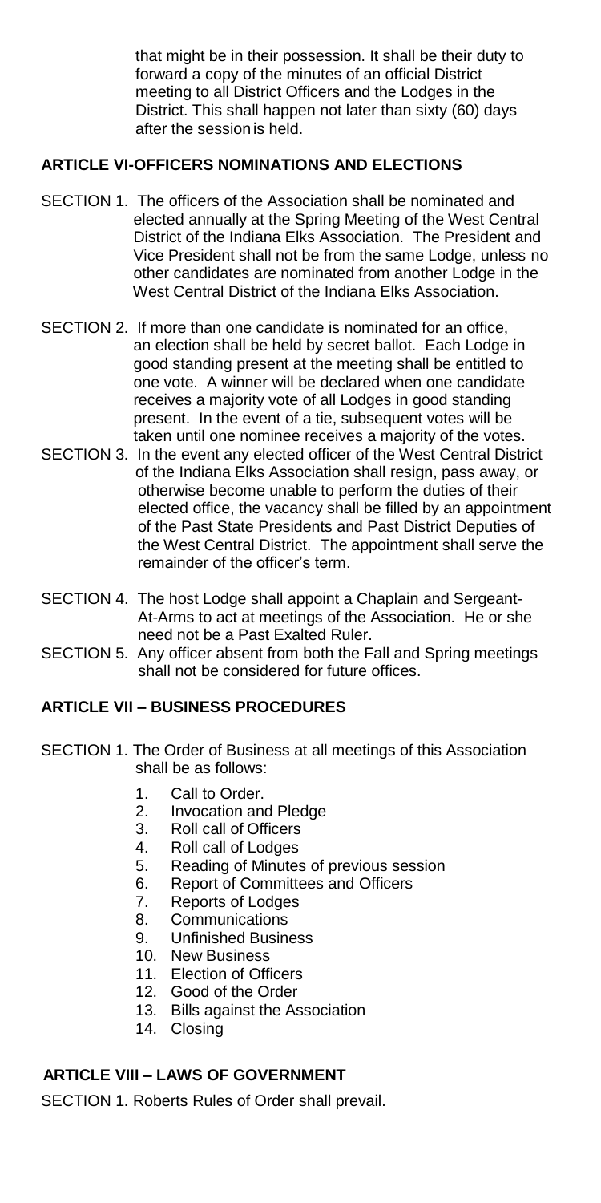that might be in their possession. It shall be their duty to forward a copy of the minutes of an official District meeting to all District Officers and the Lodges in the District. This shall happen not later than sixty (60) days after the session is held.

## ARTICLE VI-OFFICERS NOMINATIONS AND ELECTIONS

SECTION 1. The officers of the Association shall be nominated and elected annually at the Spring Meeting of the West Central District of the Indiana Elks Association. The President and Vice President shall not be from the same Lodge, unless no other candidates are nominated from another Lodge in the West Central District of the Indiana Elks Association.

SECTION 2. If more than one candidate is nominated for an office, an election shall be held by secret ballot. Each Lodge in good standing present at the meeting shall be entitled to one vote. A winner will be declared when one candidate receives a majority vote of all Lodges in good standing present. In the event of a tie, subsequent votes will be taken until one nominee receives a majority of the votes.

SECTION 3. In the event any elected officer of the West Central District of the Indiana Elks Association shall resign, pass away, or otherwise become unable to perform the duties of their elected office, the vacancy shall be filled by an appointment of the Past State Presidents and Past District Deputies of the West Central District. The appointment shall serve the remainder of the officer's term.

SECTION 4. The host Lodge shall appoint a Chaplain and Sergeant-At-Arms to act at meetings of the Association. He or she need not be a Past Exalted Ruler.

SECTION 5. Any officer absent from both the Fall and Spring meetings shall not be considered for future offices.

## ARTICLE VII – BUSINESS PROCEDURES

SECTION 1. The Order of Business at all meetings of this Association shall be as follows:

1. Call to Order.
2. Invocation and Pledge
3. Roll call of Officers
4. Roll call of Lodges
5. Reading of Minutes of previous session
6. Report of Committees and Officers
7. Reports of Lodges
8. Communications
9. Unfinished Business
10. New Business
11. Election of Officers
12. Good of the Order
13. Bills against the Association
14. Closing

## ARTICLE VIII – LAWS OF GOVERNMENT

SECTION 1. Roberts Rules of Order shall prevail.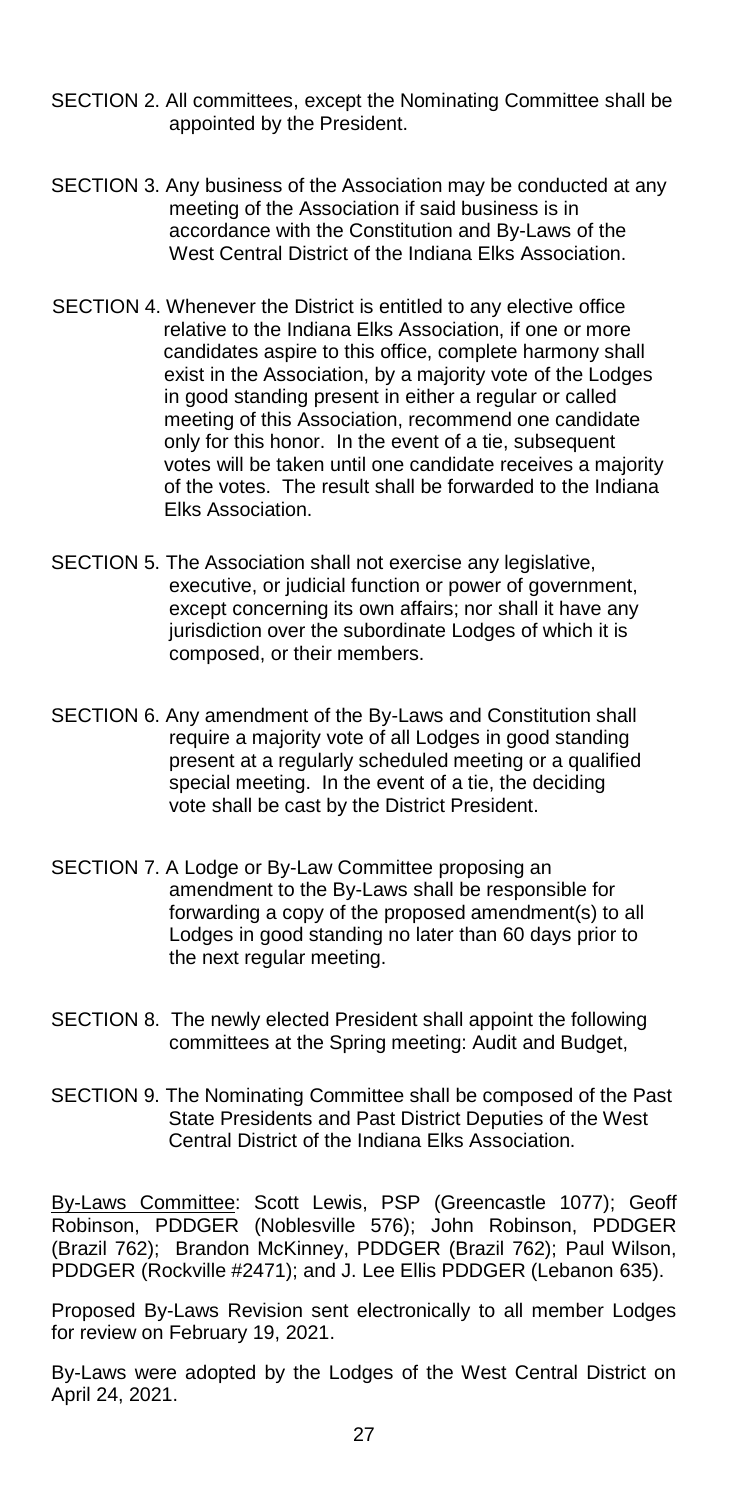SECTION 2. All committees, except the Nominating Committee shall be appointed by the President.

SECTION 3. Any business of the Association may be conducted at any meeting of the Association if said business is in accordance with the Constitution and By-Laws of the West Central District of the Indiana Elks Association.

SECTION 4. Whenever the District is entitled to any elective office relative to the Indiana Elks Association, if one or more candidates aspire to this office, complete harmony shall exist in the Association, by a majority vote of the Lodges in good standing present in either a regular or called meeting of this Association, recommend one candidate only for this honor. In the event of a tie, subsequent votes will be taken until one candidate receives a majority of the votes. The result shall be forwarded to the Indiana Elks Association.

SECTION 5. The Association shall not exercise any legislative, executive, or judicial function or power of government, except concerning its own affairs; nor shall it have any jurisdiction over the subordinate Lodges of which it is composed, or their members.

SECTION 6. Any amendment of the By-Laws and Constitution shall require a majority vote of all Lodges in good standing present at a regularly scheduled meeting or a qualified special meeting. In the event of a tie, the deciding vote shall be cast by the District President.

SECTION 7. A Lodge or By-Law Committee proposing an amendment to the By-Laws shall be responsible for forwarding a copy of the proposed amendment(s) to all Lodges in good standing no later than 60 days prior to the next regular meeting.

SECTION 8. The newly elected President shall appoint the following committees at the Spring meeting: Audit and Budget,

SECTION 9. The Nominating Committee shall be composed of the Past State Presidents and Past District Deputies of the West Central District of the Indiana Elks Association.

By-Laws Committee: Scott Lewis, PSP (Greencastle 1077); Geoff Robinson, PDDGER (Noblesville 576); John Robinson, PDDGER (Brazil 762); Brandon McKinney, PDDGER (Brazil 762); Paul Wilson, PDDGER (Rockville #2471); and J. Lee Ellis PDDGER (Lebanon 635).

Proposed By-Laws Revision sent electronically to all member Lodges for review on February 19, 2021.

By-Laws were adopted by the Lodges of the West Central District on April 24, 2021.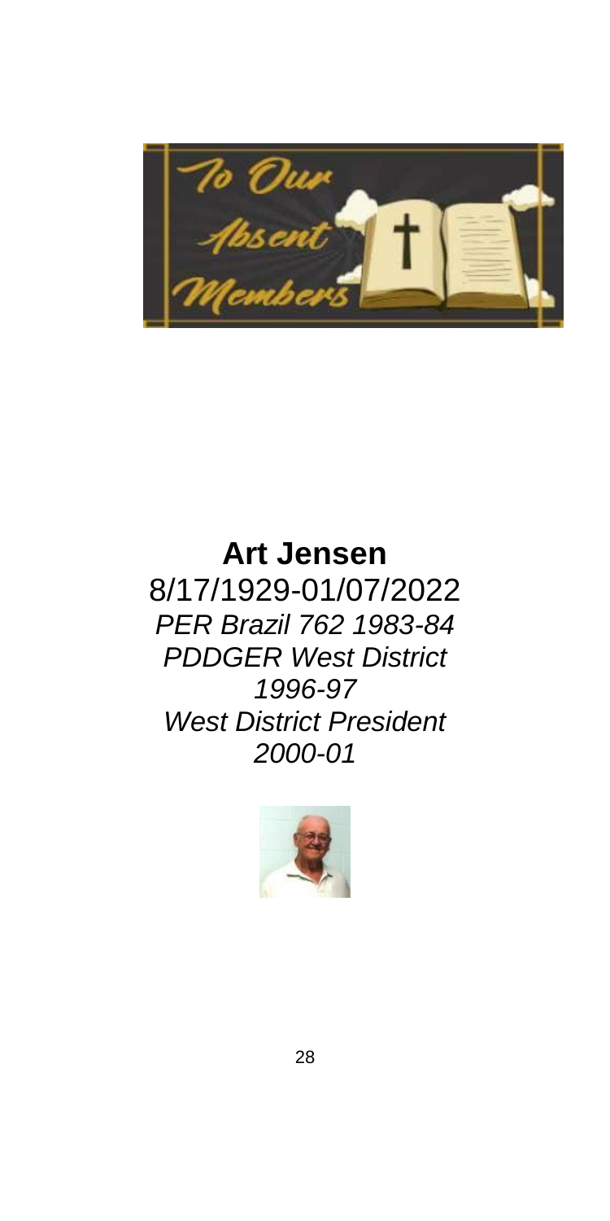# To Our Absent Members

**Art Jensen**

8/17/1929-01/07/2022

*PER Brazil 762 1983-84*

*PDDGER West District 1996-97*

*West District President 2000-01*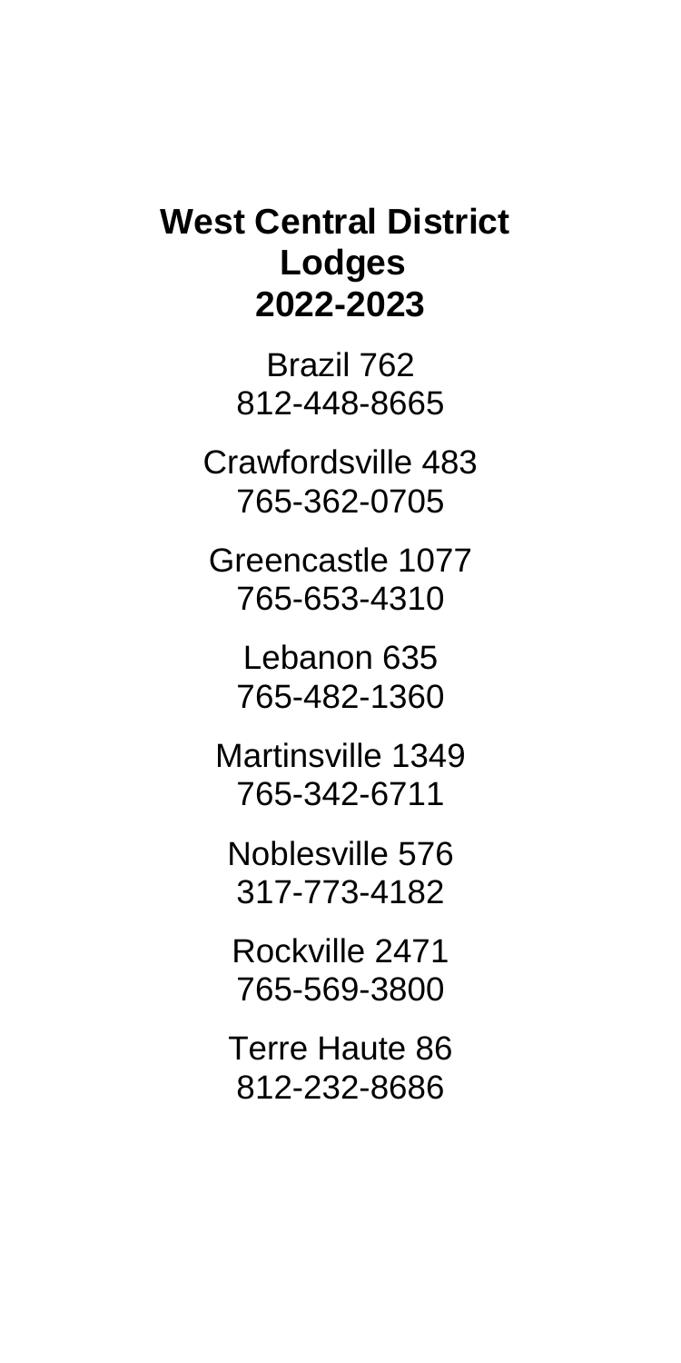# West Central District Lodges 2022-2023

Brazil 762
812-448-8665

Crawfordsville 483
765-362-0705

Greencastle 1077
765-653-4310

Lebanon 635
765-482-1360

Martinsville 1349
765-342-6711

Noblesville 576
317-773-4182

Rockville 2471
765-569-3800

Terre Haute 86
812-232-8686